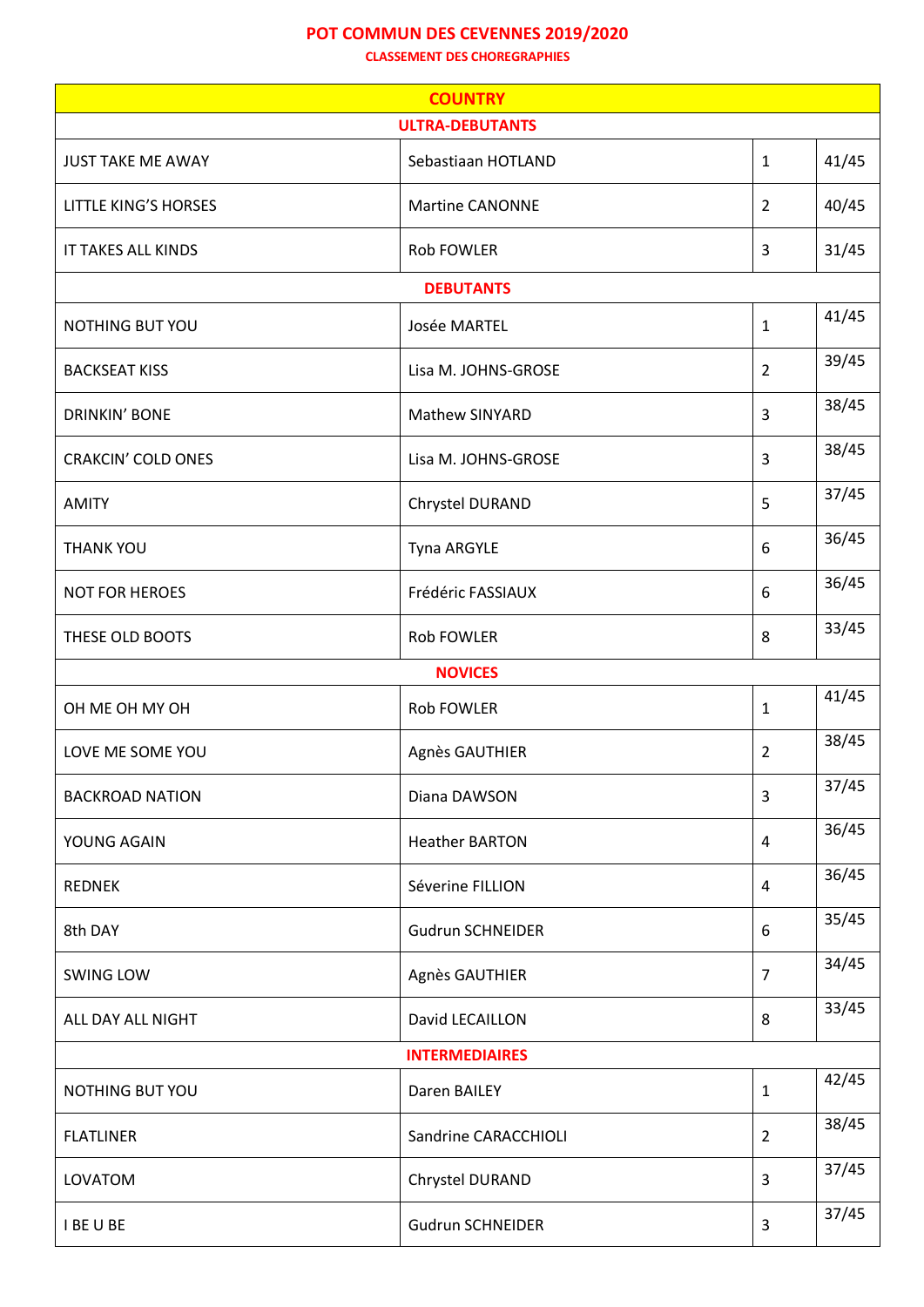# POT COMMUN DES CEVENNES 2019/2020

## CLASSEMENT DES CHOREGRAPHIES

| COUNTRY | | | |
|---|---|---|---|
| **ULTRA-DEBUTANTS** | | | |
| JUST TAKE ME AWAY | Sebastiaan HOTLAND | 1 | 41/45 |
| LITTLE KING'S HORSES | Martine CANONNE | 2 | 40/45 |
| IT TAKES ALL KINDS | Rob FOWLER | 3 | 31/45 |
| **DEBUTANTS** | | | |
| NOTHING BUT YOU | Josée MARTEL | 1 | 41/45 |
| BACKSEAT KISS | Lisa M. JOHNS-GROSE | 2 | 39/45 |
| DRINKIN' BONE | Mathew SINYARD | 3 | 38/45 |
| CRAKCIN' COLD ONES | Lisa M. JOHNS-GROSE | 3 | 38/45 |
| AMITY | Chrystel DURAND | 5 | 37/45 |
| THANK YOU | Tyna ARGYLE | 6 | 36/45 |
| NOT FOR HEROES | Frédéric FASSIAUX | 6 | 36/45 |
| THESE OLD BOOTS | Rob FOWLER | 8 | 33/45 |
| **NOVICES** | | | |
| OH ME OH MY OH | Rob FOWLER | 1 | 41/45 |
| LOVE ME SOME YOU | Agnès GAUTHIER | 2 | 38/45 |
| BACKROAD NATION | Diana DAWSON | 3 | 37/45 |
| YOUNG AGAIN | Heather BARTON | 4 | 36/45 |
| REDNEK | Séverine FILLION | 4 | 36/45 |
| 8th DAY | Gudrun SCHNEIDER | 6 | 35/45 |
| SWING LOW | Agnès GAUTHIER | 7 | 34/45 |
| ALL DAY ALL NIGHT | David LECAILLON | 8 | 33/45 |
| **INTERMEDIAIRES** | | | |
| NOTHING BUT YOU | Daren BAILEY | 1 | 42/45 |
| FLATLINER | Sandrine CARACCHIOLI | 2 | 38/45 |
| LOVATOM | Chrystel DURAND | 3 | 37/45 |
| I BE U BE | Gudrun SCHNEIDER | 3 | 37/45 |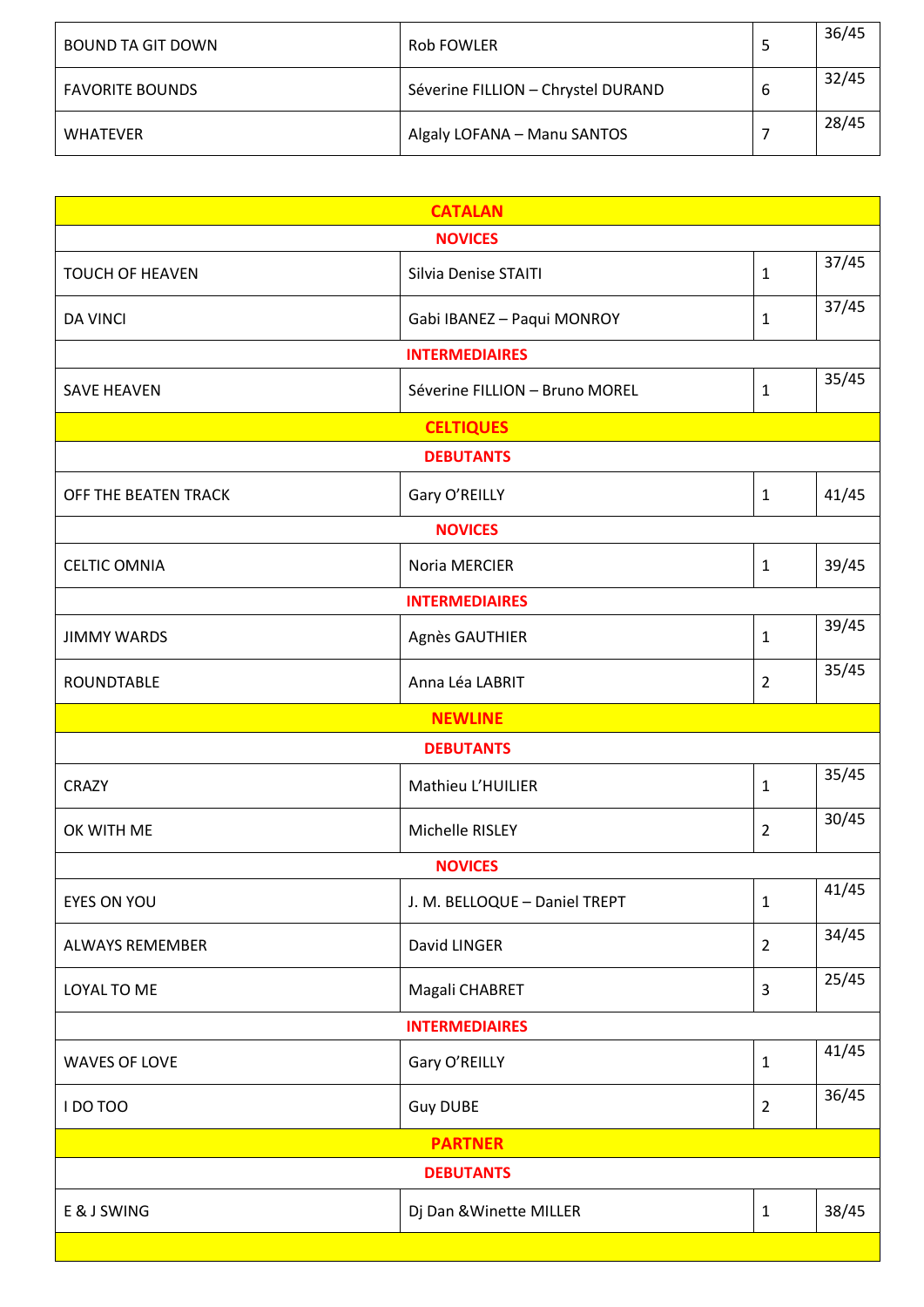| | | | |
|---|---|---|---|
| BOUND TA GIT DOWN | Rob FOWLER | 5 | 36/45 |
| FAVORITE BOUNDS | Séverine FILLION – Chrystel DURAND | 6 | 32/45 |
| WHATEVER | Algaly LOFANA – Manu SANTOS | 7 | 28/45 |

| **CATALAN** | | | |
|---|---|---|---|
| **NOVICES** | | | |
| TOUCH OF HEAVEN | Silvia Denise STAITI | 1 | 37/45 |
| DA VINCI | Gabi IBANEZ – Paqui MONROY | 1 | 37/45 |
| **INTERMEDIAIRES** | | | |
| SAVE HEAVEN | Séverine FILLION – Bruno MOREL | 1 | 35/45 |
| **CELTIQUES** | | | |
| **DEBUTANTS** | | | |
| OFF THE BEATEN TRACK | Gary O'REILLY | 1 | 41/45 |
| **NOVICES** | | | |
| CELTIC OMNIA | Noria MERCIER | 1 | 39/45 |
| **INTERMEDIAIRES** | | | |
| JIMMY WARDS | Agnès GAUTHIER | 1 | 39/45 |
| ROUNDTABLE | Anna Léa LABRIT | 2 | 35/45 |
| **NEWLINE** | | | |
| **DEBUTANTS** | | | |
| CRAZY | Mathieu L'HUILIER | 1 | 35/45 |
| OK WITH ME | Michelle RISLEY | 2 | 30/45 |
| **NOVICES** | | | |
| EYES ON YOU | J. M. BELLOQUE – Daniel TREPT | 1 | 41/45 |
| ALWAYS REMEMBER | David LINGER | 2 | 34/45 |
| LOYAL TO ME | Magali CHABRET | 3 | 25/45 |
| **INTERMEDIAIRES** | | | |
| WAVES OF LOVE | Gary O'REILLY | 1 | 41/45 |
| I DO TOO | Guy DUBE | 2 | 36/45 |
| **PARTNER** | | | |
| **DEBUTANTS** | | | |
| E & J SWING | Dj Dan &Winette MILLER | 1 | 38/45 |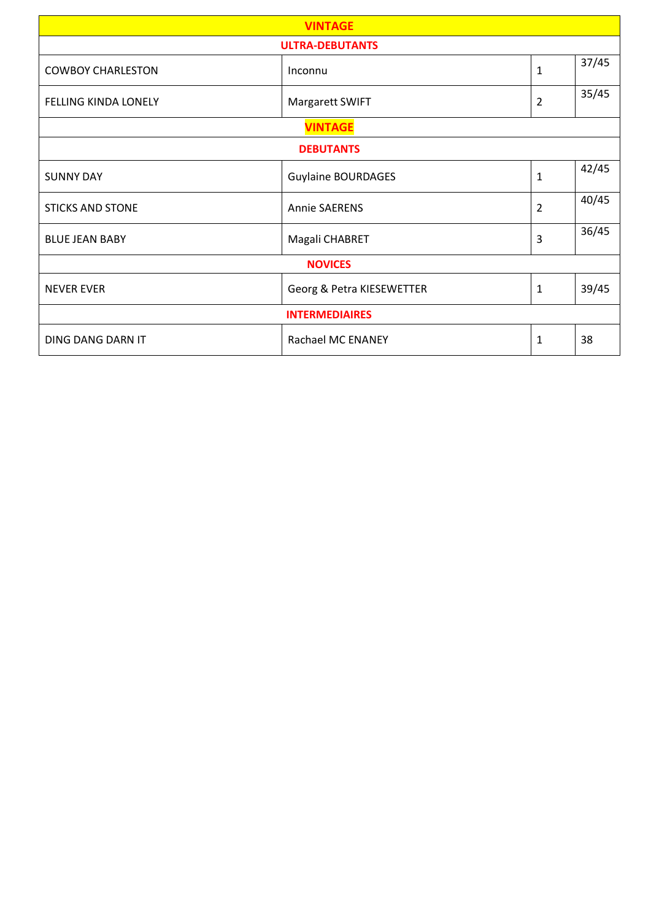| | | | |
|---|---|---|---|
| **VINTAGE** | | | |
| **ULTRA-DEBUTANTS** | | | |
| COWBOY CHARLESTON | Inconnu | 1 | 37/45 |
| FELLING KINDA LONELY | Margarett SWIFT | 2 | 35/45 |
| **VINTAGE** | | | |
| **DEBUTANTS** | | | |
| SUNNY DAY | Guylaine BOURDAGES | 1 | 42/45 |
| STICKS AND STONE | Annie SAERENS | 2 | 40/45 |
| BLUE JEAN BABY | Magali CHABRET | 3 | 36/45 |
| **NOVICES** | | | |
| NEVER EVER | Georg & Petra KIESEWETTER | 1 | 39/45 |
| **INTERMEDIAIRES** | | | |
| DING DANG DARN IT | Rachael MC ENANEY | 1 | 38 |